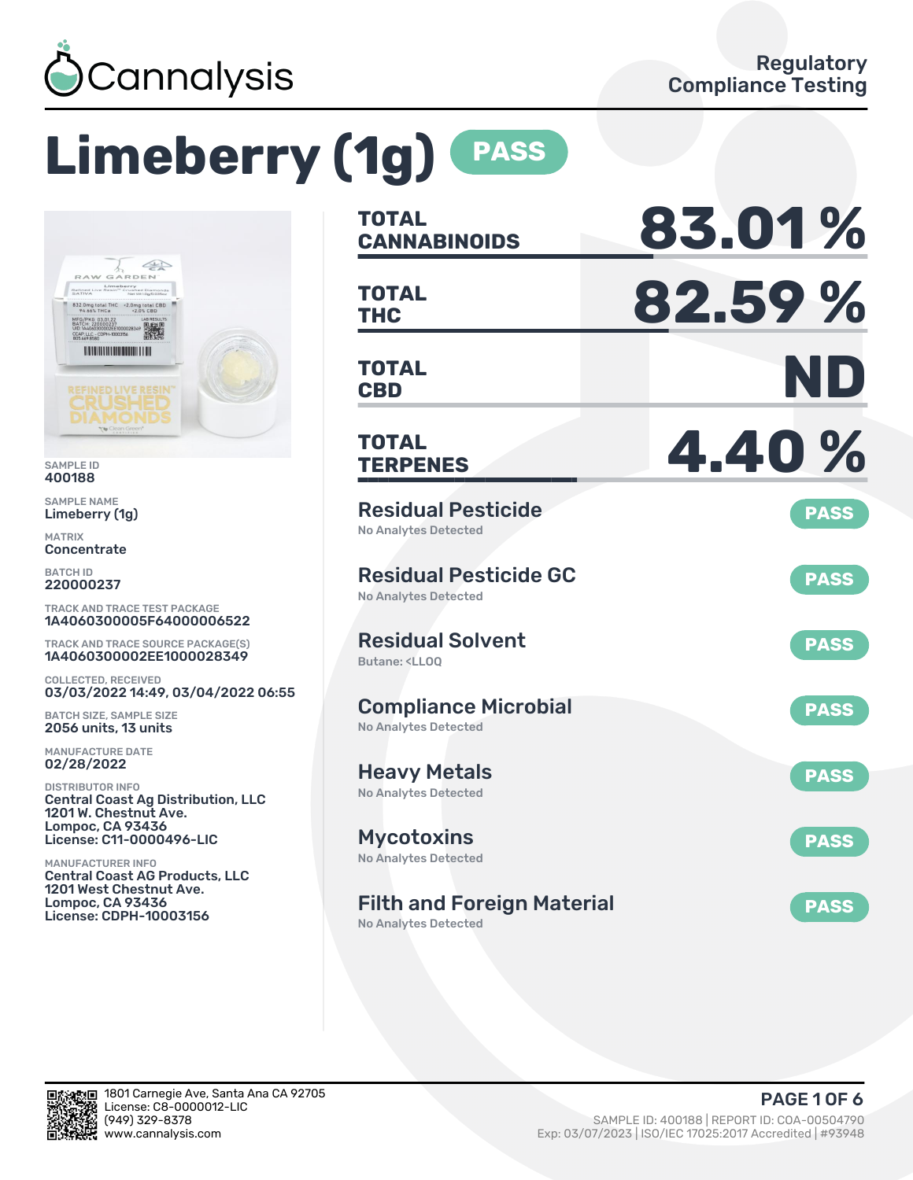# Cannalysis

Regulatory Compliance Testing

# Limeberry (1g) PASS

SAMPLE ID
400188

SAMPLE NAME
Limeberry (1g)

MATRIX
Concentrate

BATCH ID
220000237

TRACK AND TRACE TEST PACKAGE
1A4060300005F64000006522

TRACK AND TRACE SOURCE PACKAGE(S)
1A4060300002EE1000028349

COLLECTED, RECEIVED
03/03/2022 14:49, 03/04/2022 06:55

BATCH SIZE, SAMPLE SIZE
2056 units, 13 units

MANUFACTURE DATE
02/28/2022

DISTRIBUTOR INFO
Central Coast Ag Distribution, LLC
1201 W. Chestnut Ave.
Lompoc, CA 93436
License: C11-0000496-LIC

MANUFACTURER INFO
Central Coast AG Products, LLC
1201 West Chestnut Ave.
Lompoc, CA 93436
License: CDPH-10003156

| | |
|---|---|
| **TOTAL CANNABINOIDS** | **83.01 %** |
| **TOTAL THC** | **82.59 %** |
| **TOTAL CBD** | **ND** |
| **TOTAL TERPENES** | **4.40 %** |

| Test | Result | Status |
|---|---|---|
| Residual Pesticide | No Analytes Detected | PASS |
| Residual Pesticide GC | No Analytes Detected | PASS |
| Residual Solvent | Butane: <LLOQ | PASS |
| Compliance Microbial | No Analytes Detected | PASS |
| Heavy Metals | No Analytes Detected | PASS |
| Mycotoxins | No Analytes Detected | PASS |
| Filth and Foreign Material | No Analytes Detected | PASS |

1801 Carnegie Ave, Santa Ana CA 92705
License: C8-0000012-LIC
(949) 329-8378
www.cannalysis.com

SAMPLE ID: 400188 | REPORT ID: COA-00504790
Exp: 03/07/2023 | ISO/IEC 17025:2017 Accredited | #93948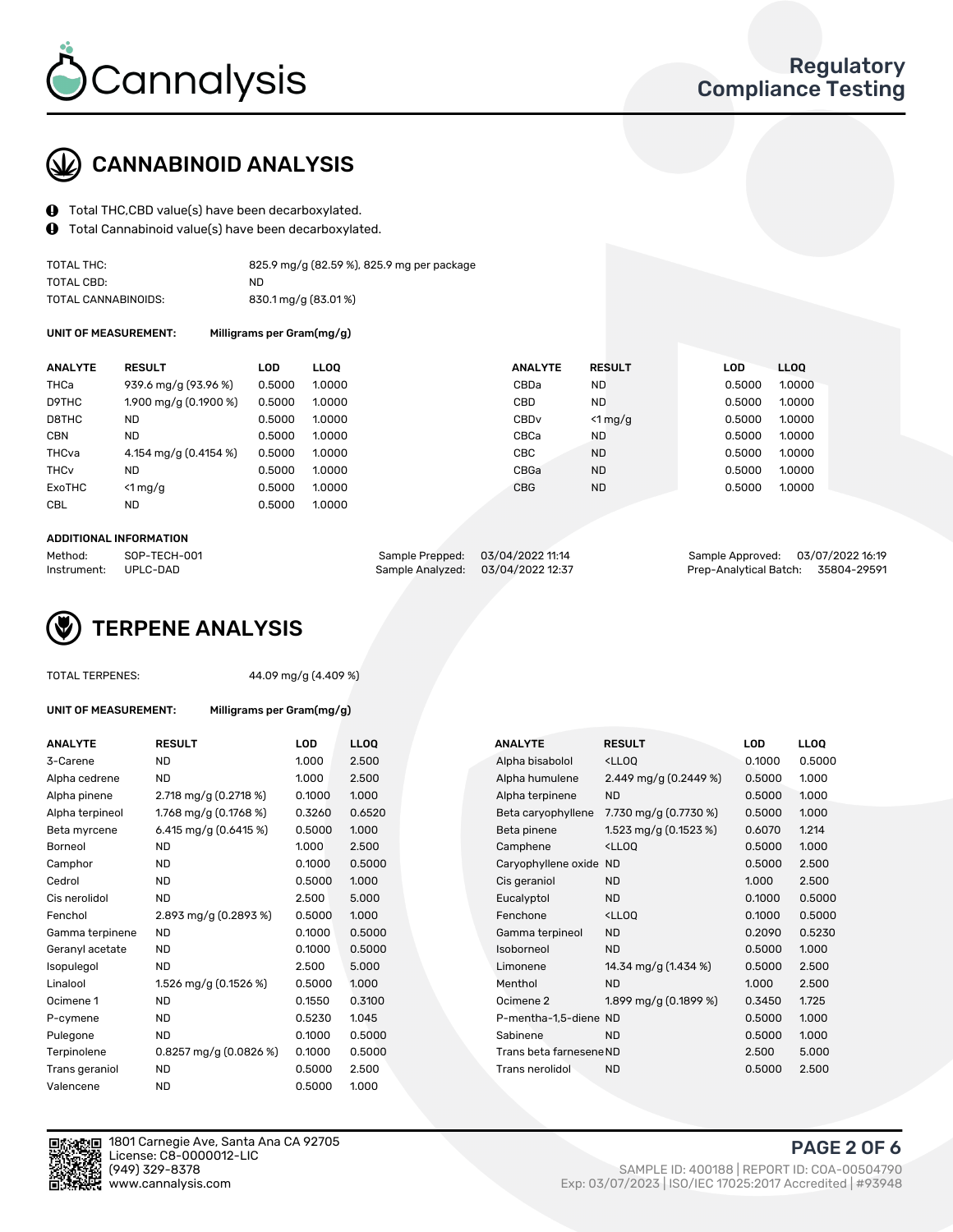# Cannalysis

## Regulatory Compliance Testing

## CANNABINOID ANALYSIS

- Total THC,CBD value(s) have been decarboxylated.
- Total Cannabinoid value(s) have been decarboxylated.

| | |
|---|---|
| TOTAL THC: | 825.9 mg/g (82.59 %), 825.9 mg per package |
| TOTAL CBD: | ND |
| TOTAL CANNABINOIDS: | 830.1 mg/g (83.01 %) |

**UNIT OF MEASUREMENT:** Milligrams per Gram(mg/g)

| ANALYTE | RESULT | LOD | LLOQ | ANALYTE | RESULT | LOD | LLOQ |
|---|---|---|---|---|---|---|---|
| THCa | 939.6 mg/g (93.96 %) | 0.5000 | 1.0000 | CBDa | ND | 0.5000 | 1.0000 |
| D9THC | 1.900 mg/g (0.1900 %) | 0.5000 | 1.0000 | CBD | ND | 0.5000 | 1.0000 |
| D8THC | ND | 0.5000 | 1.0000 | CBDv | <1 mg/g | 0.5000 | 1.0000 |
| CBN | ND | 0.5000 | 1.0000 | CBCa | ND | 0.5000 | 1.0000 |
| THCva | 4.154 mg/g (0.4154 %) | 0.5000 | 1.0000 | CBC | ND | 0.5000 | 1.0000 |
| THCv | ND | 0.5000 | 1.0000 | CBGa | ND | 0.5000 | 1.0000 |
| ExoTHC | <1 mg/g | 0.5000 | 1.0000 | CBG | ND | 0.5000 | 1.0000 |
| CBL | ND | 0.5000 | 1.0000 | | | | |

**ADDITIONAL INFORMATION**

| | | | | | |
|---|---|---|---|---|---|
| Method: | SOP-TECH-001 | Sample Prepped: | 03/04/2022 11:14 | Sample Approved: | 03/07/2022 16:19 |
| Instrument: | UPLC-DAD | Sample Analyzed: | 03/04/2022 12:37 | Prep-Analytical Batch: | 35804-29591 |

## TERPENE ANALYSIS

TOTAL TERPENES: 44.09 mg/g (4.409 %)

**UNIT OF MEASUREMENT:** Milligrams per Gram(mg/g)

| ANALYTE | RESULT | LOD | LLOQ | ANALYTE | RESULT | LOD | LLOQ |
|---|---|---|---|---|---|---|---|
| 3-Carene | ND | 1.000 | 2.500 | Alpha bisabolol | <LLOQ | 0.1000 | 0.5000 |
| Alpha cedrene | ND | 1.000 | 2.500 | Alpha humulene | 2.449 mg/g (0.2449 %) | 0.5000 | 1.000 |
| Alpha pinene | 2.718 mg/g (0.2718 %) | 0.1000 | 1.000 | Alpha terpinene | ND | 0.5000 | 1.000 |
| Alpha terpineol | 1.768 mg/g (0.1768 %) | 0.3260 | 0.6520 | Beta caryophyllene | 7.730 mg/g (0.7730 %) | 0.5000 | 1.000 |
| Beta myrcene | 6.415 mg/g (0.6415 %) | 0.5000 | 1.000 | Beta pinene | 1.523 mg/g (0.1523 %) | 0.6070 | 1.214 |
| Borneol | ND | 1.000 | 2.500 | Camphene | <LLOQ | 0.5000 | 1.000 |
| Camphor | ND | 0.1000 | 0.5000 | Caryophyllene oxide | ND | 0.5000 | 2.500 |
| Cedrol | ND | 0.5000 | 1.000 | Cis geraniol | ND | 1.000 | 2.500 |
| Cis nerolidol | ND | 2.500 | 5.000 | Eucalyptol | ND | 0.1000 | 0.5000 |
| Fenchol | 2.893 mg/g (0.2893 %) | 0.5000 | 1.000 | Fenchone | <LLOQ | 0.1000 | 0.5000 |
| Gamma terpinene | ND | 0.1000 | 0.5000 | Gamma terpineol | ND | 0.2090 | 0.5230 |
| Geranyl acetate | ND | 0.1000 | 0.5000 | Isoborneol | ND | 0.5000 | 1.000 |
| Isopulegol | ND | 2.500 | 5.000 | Limonene | 14.34 mg/g (1.434 %) | 0.5000 | 2.500 |
| Linalool | 1.526 mg/g (0.1526 %) | 0.5000 | 1.000 | Menthol | ND | 1.000 | 2.500 |
| Ocimene 1 | ND | 0.1550 | 0.3100 | Ocimene 2 | 1.899 mg/g (0.1899 %) | 0.3450 | 1.725 |
| P-cymene | ND | 0.5230 | 1.045 | P-mentha-1,5-diene | ND | 0.5000 | 1.000 |
| Pulegone | ND | 0.1000 | 0.5000 | Sabinene | ND | 0.5000 | 1.000 |
| Terpinolene | 0.8257 mg/g (0.0826 %) | 0.1000 | 0.5000 | Trans beta farnesene | ND | 2.500 | 5.000 |
| Trans geraniol | ND | 0.5000 | 2.500 | Trans nerolidol | ND | 0.5000 | 2.500 |
| Valencene | ND | 0.5000 | 1.000 | | | | |

1801 Carnegie Ave, Santa Ana CA 92705
License: C8-0000012-LIC
(949) 329-8378
www.cannalysis.com

SAMPLE ID: 400188 | REPORT ID: COA-00504790
Exp: 03/07/2023 | ISO/IEC 17025:2017 Accredited | #93948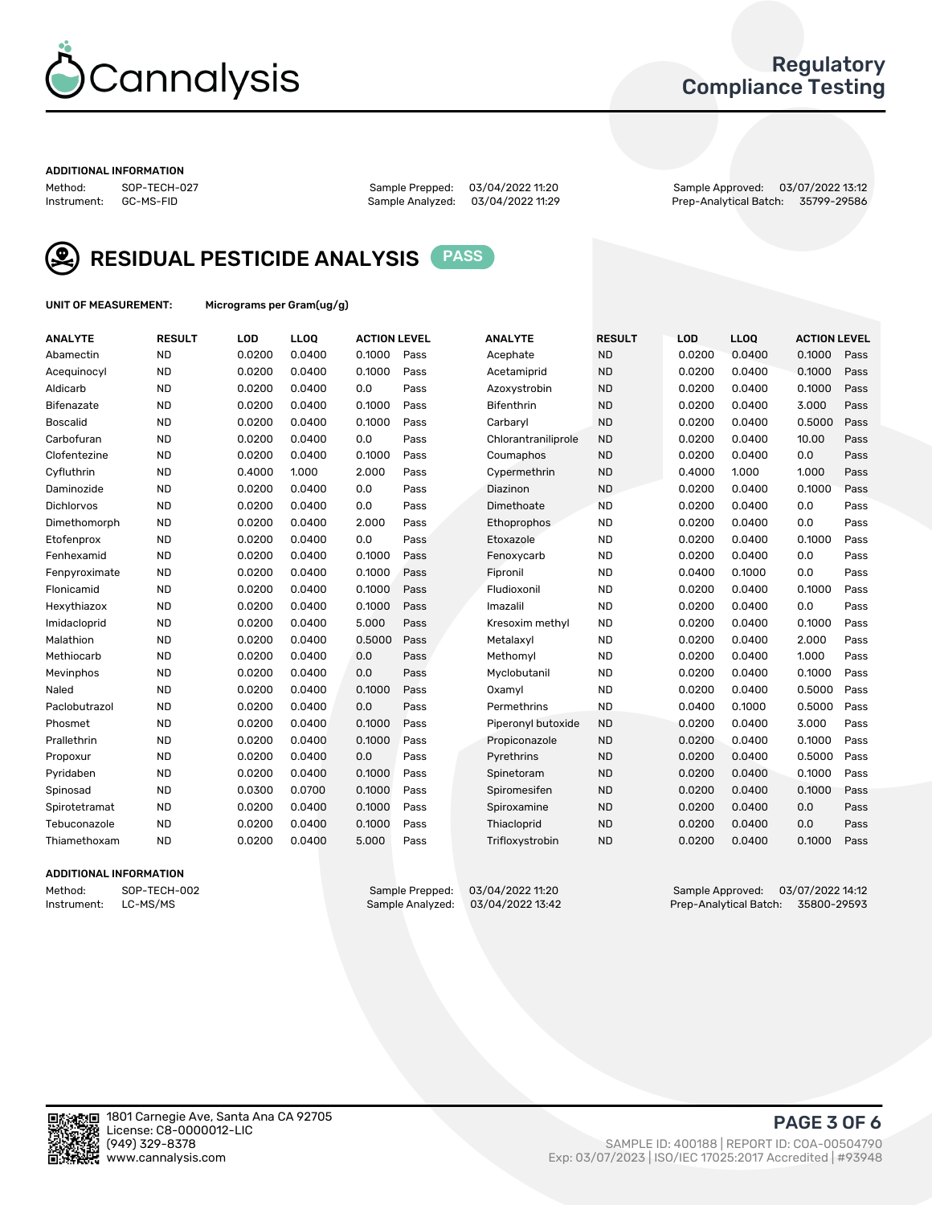# Cannalysis

Regulatory Compliance Testing

**ADDITIONAL INFORMATION**

Method: SOP-TECH-027
Instrument: GC-MS-FID

Sample Prepped: 03/04/2022 11:20
Sample Analyzed: 03/04/2022 11:29

Sample Approved: 03/07/2022 13:12
Prep-Analytical Batch: 35799-29586

## RESIDUAL PESTICIDE ANALYSIS PASS

**UNIT OF MEASUREMENT:** Micrograms per Gram(ug/g)

| ANALYTE | RESULT | LOD | LLOQ | ACTION LEVEL | | ANALYTE | RESULT | LOD | LLOQ | ACTION LEVEL | |
|---|---|---|---|---|---|---|---|---|---|---|---|
| Abamectin | ND | 0.0200 | 0.0400 | 0.1000 | Pass | Acephate | ND | 0.0200 | 0.0400 | 0.1000 | Pass |
| Acequinocyl | ND | 0.0200 | 0.0400 | 0.1000 | Pass | Acetamiprid | ND | 0.0200 | 0.0400 | 0.1000 | Pass |
| Aldicarb | ND | 0.0200 | 0.0400 | 0.0 | Pass | Azoxystrobin | ND | 0.0200 | 0.0400 | 0.1000 | Pass |
| Bifenazate | ND | 0.0200 | 0.0400 | 0.1000 | Pass | Bifenthrin | ND | 0.0200 | 0.0400 | 3.000 | Pass |
| Boscalid | ND | 0.0200 | 0.0400 | 0.1000 | Pass | Carbaryl | ND | 0.0200 | 0.0400 | 0.5000 | Pass |
| Carbofuran | ND | 0.0200 | 0.0400 | 0.0 | Pass | Chlorantraniliprole | ND | 0.0200 | 0.0400 | 10.00 | Pass |
| Clofentezine | ND | 0.0200 | 0.0400 | 0.1000 | Pass | Coumaphos | ND | 0.0200 | 0.0400 | 0.0 | Pass |
| Cyfluthrin | ND | 0.4000 | 1.000 | 2.000 | Pass | Cypermethrin | ND | 0.4000 | 1.000 | 1.000 | Pass |
| Daminozide | ND | 0.0200 | 0.0400 | 0.0 | Pass | Diazinon | ND | 0.0200 | 0.0400 | 0.1000 | Pass |
| Dichlorvos | ND | 0.0200 | 0.0400 | 0.0 | Pass | Dimethoate | ND | 0.0200 | 0.0400 | 0.0 | Pass |
| Dimethomorph | ND | 0.0200 | 0.0400 | 2.000 | Pass | Ethoprophos | ND | 0.0200 | 0.0400 | 0.0 | Pass |
| Etofenprox | ND | 0.0200 | 0.0400 | 0.0 | Pass | Etoxazole | ND | 0.0200 | 0.0400 | 0.1000 | Pass |
| Fenhexamid | ND | 0.0200 | 0.0400 | 0.1000 | Pass | Fenoxycarb | ND | 0.0200 | 0.0400 | 0.0 | Pass |
| Fenpyroximate | ND | 0.0200 | 0.0400 | 0.1000 | Pass | Fipronil | ND | 0.0400 | 0.1000 | 0.0 | Pass |
| Flonicamid | ND | 0.0200 | 0.0400 | 0.1000 | Pass | Fludioxonil | ND | 0.0200 | 0.0400 | 0.1000 | Pass |
| Hexythiazox | ND | 0.0200 | 0.0400 | 0.1000 | Pass | Imazalil | ND | 0.0200 | 0.0400 | 0.0 | Pass |
| Imidacloprid | ND | 0.0200 | 0.0400 | 5.000 | Pass | Kresoxim methyl | ND | 0.0200 | 0.0400 | 0.1000 | Pass |
| Malathion | ND | 0.0200 | 0.0400 | 0.5000 | Pass | Metalaxyl | ND | 0.0200 | 0.0400 | 2.000 | Pass |
| Methiocarb | ND | 0.0200 | 0.0400 | 0.0 | Pass | Methomyl | ND | 0.0200 | 0.0400 | 1.000 | Pass |
| Mevinphos | ND | 0.0200 | 0.0400 | 0.0 | Pass | Myclobutanil | ND | 0.0200 | 0.0400 | 0.1000 | Pass |
| Naled | ND | 0.0200 | 0.0400 | 0.1000 | Pass | Oxamyl | ND | 0.0200 | 0.0400 | 0.5000 | Pass |
| Paclobutrazol | ND | 0.0200 | 0.0400 | 0.0 | Pass | Permethrins | ND | 0.0400 | 0.1000 | 0.5000 | Pass |
| Phosmet | ND | 0.0200 | 0.0400 | 0.1000 | Pass | Piperonyl butoxide | ND | 0.0200 | 0.0400 | 3.000 | Pass |
| Prallethrin | ND | 0.0200 | 0.0400 | 0.1000 | Pass | Propiconazole | ND | 0.0200 | 0.0400 | 0.1000 | Pass |
| Propoxur | ND | 0.0200 | 0.0400 | 0.0 | Pass | Pyrethrins | ND | 0.0200 | 0.0400 | 0.5000 | Pass |
| Pyridaben | ND | 0.0200 | 0.0400 | 0.1000 | Pass | Spinetoram | ND | 0.0200 | 0.0400 | 0.1000 | Pass |
| Spinosad | ND | 0.0300 | 0.0700 | 0.1000 | Pass | Spiromesifen | ND | 0.0200 | 0.0400 | 0.1000 | Pass |
| Spirotetramat | ND | 0.0200 | 0.0400 | 0.1000 | Pass | Spiroxamine | ND | 0.0200 | 0.0400 | 0.0 | Pass |
| Tebuconazole | ND | 0.0200 | 0.0400 | 0.1000 | Pass | Thiacloprid | ND | 0.0200 | 0.0400 | 0.0 | Pass |
| Thiamethoxam | ND | 0.0200 | 0.0400 | 5.000 | Pass | Trifloxystrobin | ND | 0.0200 | 0.0400 | 0.1000 | Pass |

**ADDITIONAL INFORMATION**

Method: SOP-TECH-002
Instrument: LC-MS/MS

Sample Prepped: 03/04/2022 11:20
Sample Analyzed: 03/04/2022 13:42

Sample Approved: 03/07/2022 14:12
Prep-Analytical Batch: 35800-29593

1801 Carnegie Ave, Santa Ana CA 92705
License: C8-0000012-LIC
(949) 329-8378
www.cannalysis.com

SAMPLE ID: 400188 | REPORT ID: COA-00504790
Exp: 03/07/2023 | ISO/IEC 17025:2017 Accredited | #93948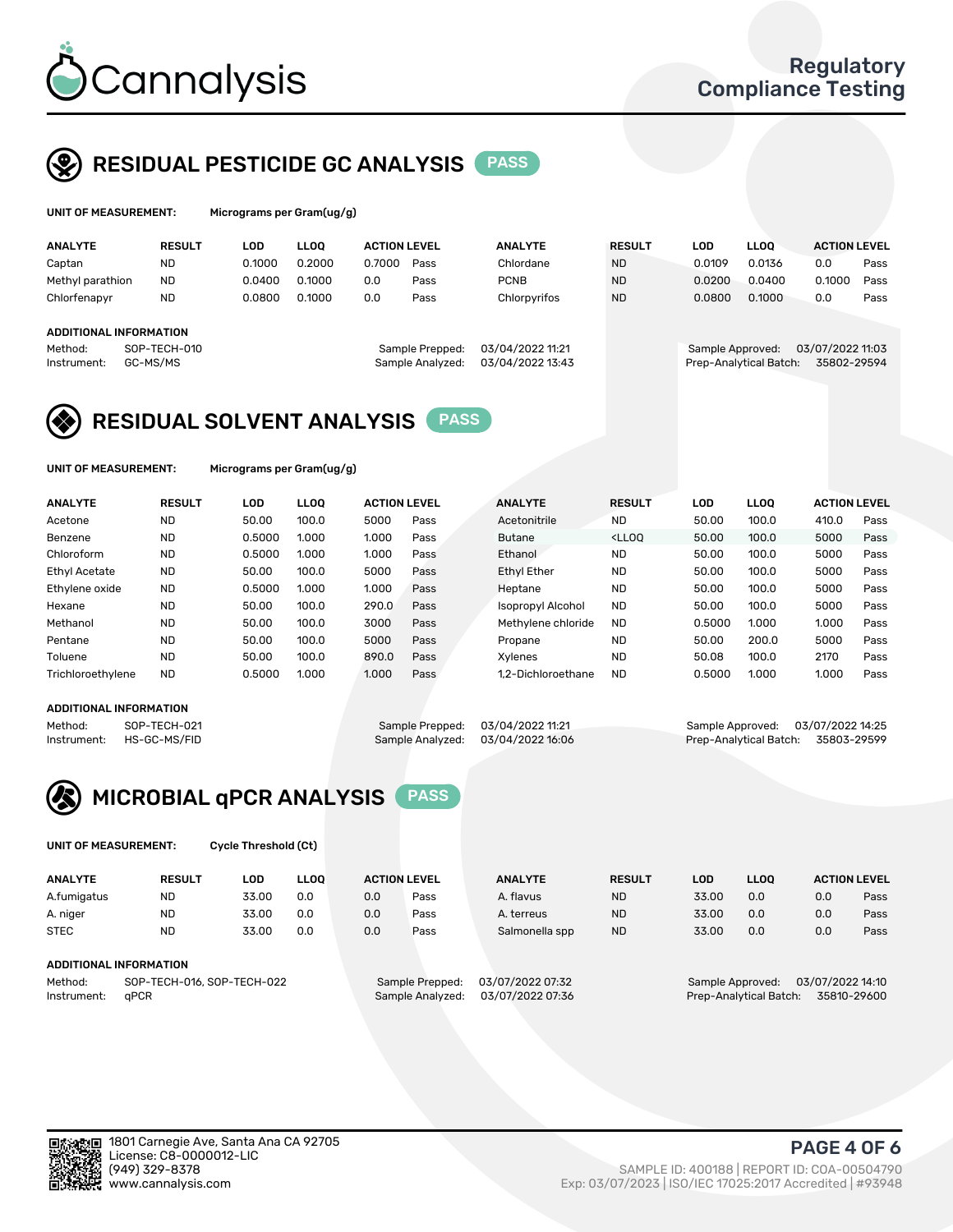# Cannalysis

Regulatory Compliance Testing

## RESIDUAL PESTICIDE GC ANALYSIS — PASS

**UNIT OF MEASUREMENT:** Micrograms per Gram(ug/g)

| ANALYTE | RESULT | LOD | LLOQ | ACTION LEVEL | | ANALYTE | RESULT | LOD | LLOQ | ACTION LEVEL | |
|---|---|---|---|---|---|---|---|---|---|---|---|
| Captan | ND | 0.1000 | 0.2000 | 0.7000 | Pass | Chlordane | ND | 0.0109 | 0.0136 | 0.0 | Pass |
| Methyl parathion | ND | 0.0400 | 0.1000 | 0.0 | Pass | PCNB | ND | 0.0200 | 0.0400 | 0.1000 | Pass |
| Chlorfenapyr | ND | 0.0800 | 0.1000 | 0.0 | Pass | Chlorpyrifos | ND | 0.0800 | 0.1000 | 0.0 | Pass |

**ADDITIONAL INFORMATION**

Method: SOP-TECH-010
Instrument: GC-MS/MS
Sample Prepped: 03/04/2022 11:21
Sample Analyzed: 03/04/2022 13:43
Sample Approved: 03/07/2022 11:03
Prep-Analytical Batch: 35802-29594

## RESIDUAL SOLVENT ANALYSIS — PASS

**UNIT OF MEASUREMENT:** Micrograms per Gram(ug/g)

| ANALYTE | RESULT | LOD | LLOQ | ACTION LEVEL | | ANALYTE | RESULT | LOD | LLOQ | ACTION LEVEL | |
|---|---|---|---|---|---|---|---|---|---|---|---|
| Acetone | ND | 50.00 | 100.0 | 5000 | Pass | Acetonitrile | ND | 50.00 | 100.0 | 410.0 | Pass |
| Benzene | ND | 0.5000 | 1.000 | 1.000 | Pass | Butane | <LLOQ | 50.00 | 100.0 | 5000 | Pass |
| Chloroform | ND | 0.5000 | 1.000 | 1.000 | Pass | Ethanol | ND | 50.00 | 100.0 | 5000 | Pass |
| Ethyl Acetate | ND | 50.00 | 100.0 | 5000 | Pass | Ethyl Ether | ND | 50.00 | 100.0 | 5000 | Pass |
| Ethylene oxide | ND | 0.5000 | 1.000 | 1.000 | Pass | Heptane | ND | 50.00 | 100.0 | 5000 | Pass |
| Hexane | ND | 50.00 | 100.0 | 290.0 | Pass | Isopropyl Alcohol | ND | 50.00 | 100.0 | 5000 | Pass |
| Methanol | ND | 50.00 | 100.0 | 3000 | Pass | Methylene chloride | ND | 0.5000 | 1.000 | 1.000 | Pass |
| Pentane | ND | 50.00 | 100.0 | 5000 | Pass | Propane | ND | 50.00 | 200.0 | 5000 | Pass |
| Toluene | ND | 50.00 | 100.0 | 890.0 | Pass | Xylenes | ND | 50.08 | 100.0 | 2170 | Pass |
| Trichloroethylene | ND | 0.5000 | 1.000 | 1.000 | Pass | 1,2-Dichloroethane | ND | 0.5000 | 1.000 | 1.000 | Pass |

**ADDITIONAL INFORMATION**

Method: SOP-TECH-021
Instrument: HS-GC-MS/FID
Sample Prepped: 03/04/2022 11:21
Sample Analyzed: 03/04/2022 16:06
Sample Approved: 03/07/2022 14:25
Prep-Analytical Batch: 35803-29599

## MICROBIAL qPCR ANALYSIS — PASS

**UNIT OF MEASUREMENT:** Cycle Threshold (Ct)

| ANALYTE | RESULT | LOD | LLOQ | ACTION LEVEL | | ANALYTE | RESULT | LOD | LLOQ | ACTION LEVEL | |
|---|---|---|---|---|---|---|---|---|---|---|---|
| A.fumigatus | ND | 33.00 | 0.0 | 0.0 | Pass | A. flavus | ND | 33.00 | 0.0 | 0.0 | Pass |
| A. niger | ND | 33.00 | 0.0 | 0.0 | Pass | A. terreus | ND | 33.00 | 0.0 | 0.0 | Pass |
| STEC | ND | 33.00 | 0.0 | 0.0 | Pass | Salmonella spp | ND | 33.00 | 0.0 | 0.0 | Pass |

**ADDITIONAL INFORMATION**

Method: SOP-TECH-016, SOP-TECH-022
Instrument: qPCR
Sample Prepped: 03/07/2022 07:32
Sample Analyzed: 03/07/2022 07:36
Sample Approved: 03/07/2022 14:10
Prep-Analytical Batch: 35810-29600

1801 Carnegie Ave, Santa Ana CA 92705
License: C8-0000012-LIC
(949) 329-8378
www.cannalysis.com

SAMPLE ID: 400188 | REPORT ID: COA-00504790
Exp: 03/07/2023 | ISO/IEC 17025:2017 Accredited | #93948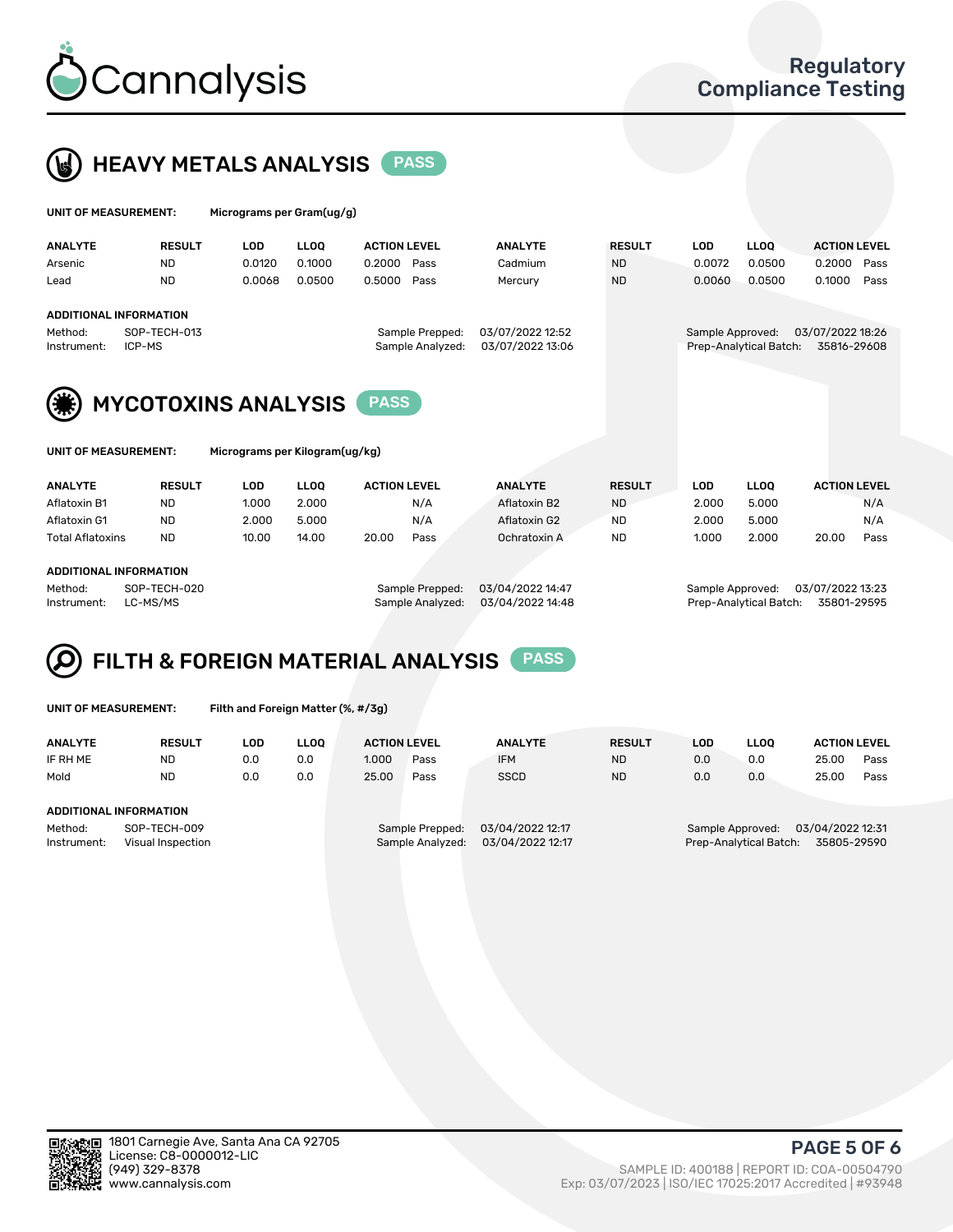## HEAVY METALS ANALYSIS PASS

**UNIT OF MEASUREMENT:** Micrograms per Gram(ug/g)

| ANALYTE | RESULT | LOD | LLOQ | ACTION LEVEL | | ANALYTE | RESULT | LOD | LLOQ | ACTION LEVEL | |
|---|---|---|---|---|---|---|---|---|---|---|---|
| Arsenic | ND | 0.0120 | 0.1000 | 0.2000 | Pass | Cadmium | ND | 0.0072 | 0.0500 | 0.2000 | Pass |
| Lead | ND | 0.0068 | 0.0500 | 0.5000 | Pass | Mercury | ND | 0.0060 | 0.0500 | 0.1000 | Pass |

**ADDITIONAL INFORMATION**

Method: SOP-TECH-013
Instrument: ICP-MS
Sample Prepped: 03/07/2022 12:52
Sample Analyzed: 03/07/2022 13:06
Sample Approved: 03/07/2022 18:26
Prep-Analytical Batch: 35816-29608

## MYCOTOXINS ANALYSIS PASS

**UNIT OF MEASUREMENT:** Micrograms per Kilogram(ug/kg)

| ANALYTE | RESULT | LOD | LLOQ | ACTION LEVEL | | ANALYTE | RESULT | LOD | LLOQ | ACTION LEVEL | |
|---|---|---|---|---|---|---|---|---|---|---|---|
| Aflatoxin B1 | ND | 1.000 | 2.000 | | N/A | Aflatoxin B2 | ND | 2.000 | 5.000 | | N/A |
| Aflatoxin G1 | ND | 2.000 | 5.000 | | N/A | Aflatoxin G2 | ND | 2.000 | 5.000 | | N/A |
| Total Aflatoxins | ND | 10.00 | 14.00 | 20.00 | Pass | Ochratoxin A | ND | 1.000 | 2.000 | 20.00 | Pass |

**ADDITIONAL INFORMATION**

Method: SOP-TECH-020
Instrument: LC-MS/MS
Sample Prepped: 03/04/2022 14:47
Sample Analyzed: 03/04/2022 14:48
Sample Approved: 03/07/2022 13:23
Prep-Analytical Batch: 35801-29595

## FILTH & FOREIGN MATERIAL ANALYSIS PASS

**UNIT OF MEASUREMENT:** Filth and Foreign Matter (%, #/3g)

| ANALYTE | RESULT | LOD | LLOQ | ACTION LEVEL | | ANALYTE | RESULT | LOD | LLOQ | ACTION LEVEL | |
|---|---|---|---|---|---|---|---|---|---|---|---|
| IF RH ME | ND | 0.0 | 0.0 | 1.000 | Pass | IFM | ND | 0.0 | 0.0 | 25.00 | Pass |
| Mold | ND | 0.0 | 0.0 | 25.00 | Pass | SSCD | ND | 0.0 | 0.0 | 25.00 | Pass |

**ADDITIONAL INFORMATION**

Method: SOP-TECH-009
Instrument: Visual Inspection
Sample Prepped: 03/04/2022 12:17
Sample Analyzed: 03/04/2022 12:17
Sample Approved: 03/04/2022 12:31
Prep-Analytical Batch: 35805-29590

1801 Carnegie Ave, Santa Ana CA 92705
License: C8-0000012-LIC
(949) 329-8378
www.cannalysis.com

SAMPLE ID: 400188 | REPORT ID: COA-00504790
Exp: 03/07/2023 | ISO/IEC 17025:2017 Accredited | #93948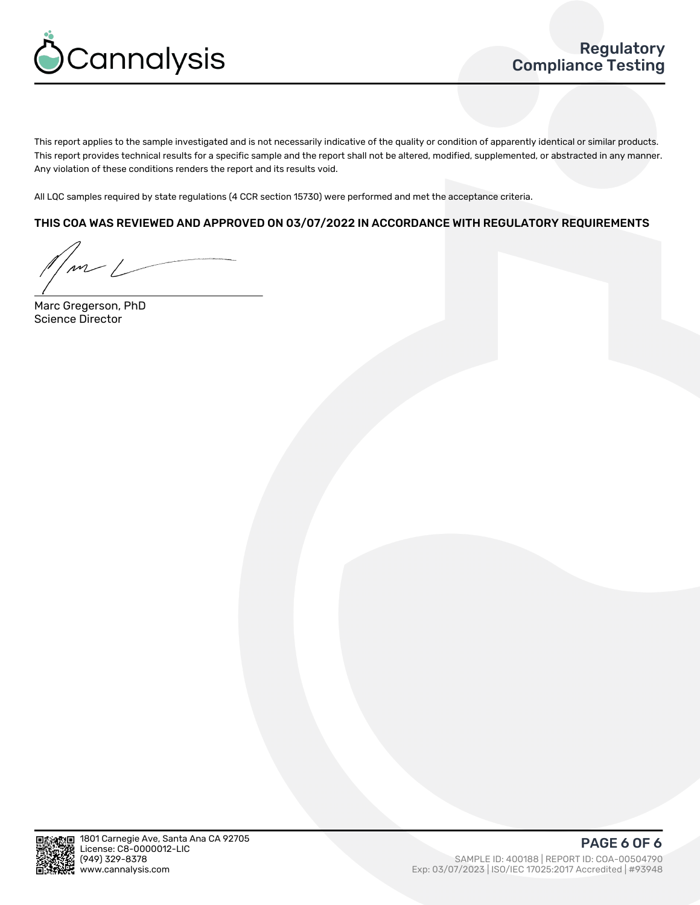This report applies to the sample investigated and is not necessarily indicative of the quality or condition of apparently identical or similar products. This report provides technical results for a specific sample and the report shall not be altered, modified, supplemented, or abstracted in any manner. Any violation of these conditions renders the report and its results void.

All LQC samples required by state regulations (4 CCR section 15730) were performed and met the acceptance criteria.

**THIS COA WAS REVIEWED AND APPROVED ON 03/07/2022 IN ACCORDANCE WITH REGULATORY REQUIREMENTS**

Marc Gregerson, PhD
Science Director